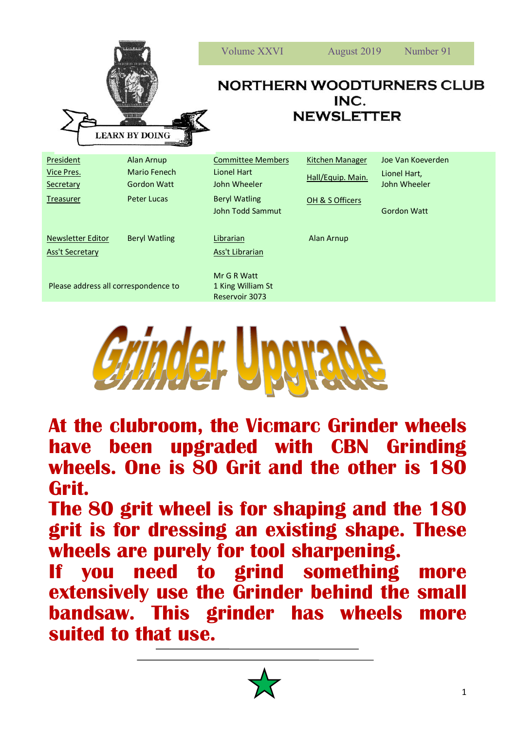LEARN BY DOING

Volume XXVI | August 2019 | Number 91

# NORTHERN WOODTURNERS CLUB INC. NEWSLETTER

| | | | | | |
|---|---|---|---|---|---|
| President | Alan Arnup | Committee Members | | Kitchen Manager | Joe Van Koeverden |
| Vice Pres. | Mario Fenech | Lionel Hart | | Hall/Equip. Main. | Lionel Hart, John Wheeler |
| Secretary | Gordon Watt | John Wheeler | | | |
| Treasurer | Peter Lucas | Beryl Watling | | OH & S Officers | Gordon Watt |
| | | John Todd Sammut | | | |
| Newsletter Editor | Beryl Watling | Librarian | | Alan Arnup | |
| Ass't Secretary | | Ass't Librarian | | | |

Please address all correspondence to Mr G R Watt, 1 King William St, Reservoir 3073

# Grinder Upgrade

**At the clubroom, the Vicmarc Grinder wheels have been upgraded with CBN Grinding wheels. One is 80 Grit and the other is 180 Grit.**

**The 80 grit wheel is for shaping and the 180 grit is for dressing an existing shape. These wheels are purely for tool sharpening.**

**If you need to grind something more extensively use the Grinder behind the small bandsaw. This grinder has wheels more suited to that use.**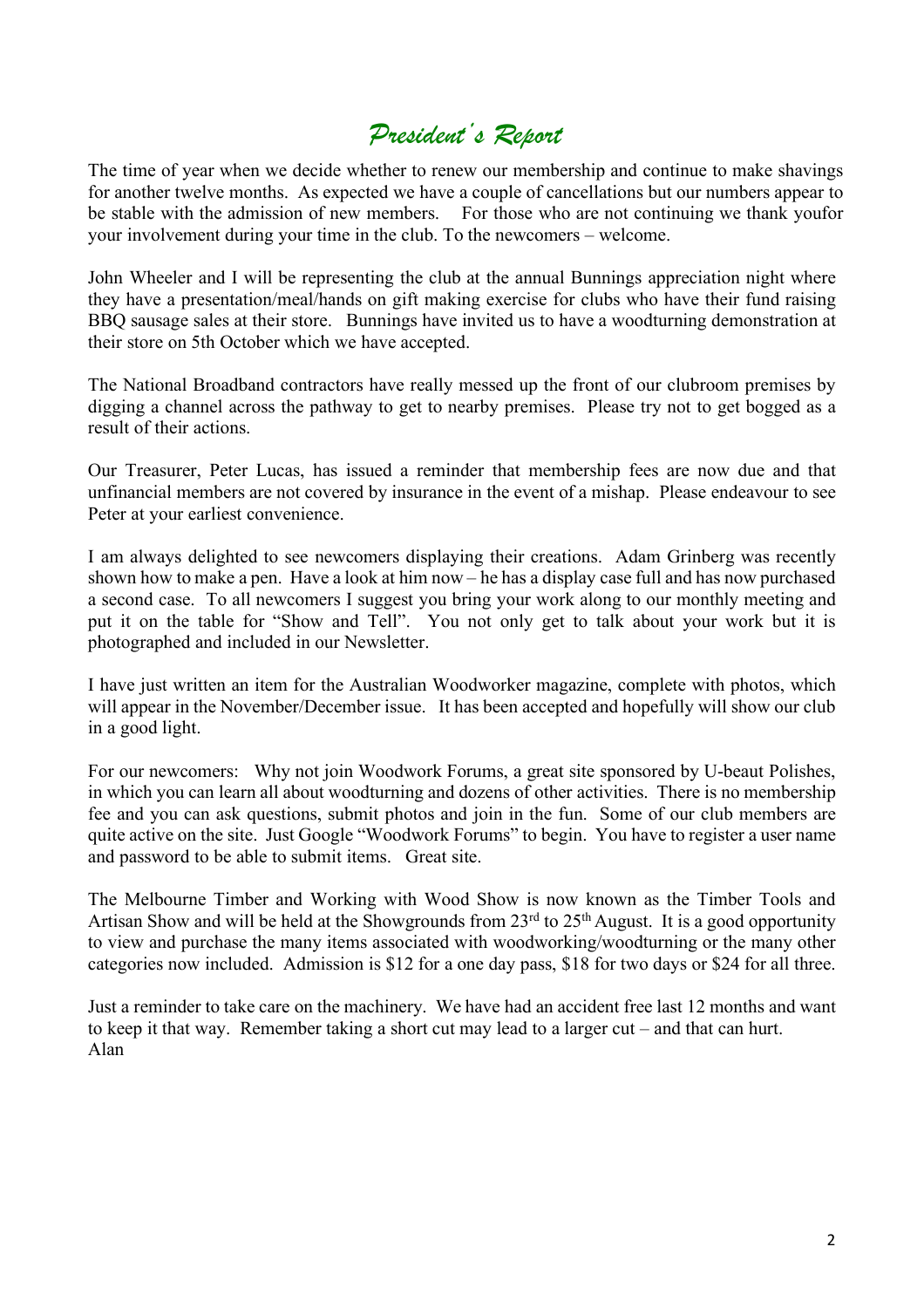# *President's Report*

The time of year when we decide whether to renew our membership and continue to make shavings for another twelve months. As expected we have a couple of cancellations but our numbers appear to be stable with the admission of new members. For those who are not continuing we thank youfor your involvement during your time in the club. To the newcomers – welcome.

John Wheeler and I will be representing the club at the annual Bunnings appreciation night where they have a presentation/meal/hands on gift making exercise for clubs who have their fund raising BBQ sausage sales at their store. Bunnings have invited us to have a woodturning demonstration at their store on 5th October which we have accepted.

The National Broadband contractors have really messed up the front of our clubroom premises by digging a channel across the pathway to get to nearby premises. Please try not to get bogged as a result of their actions.

Our Treasurer, Peter Lucas, has issued a reminder that membership fees are now due and that unfinancial members are not covered by insurance in the event of a mishap. Please endeavour to see Peter at your earliest convenience.

I am always delighted to see newcomers displaying their creations. Adam Grinberg was recently shown how to make a pen. Have a look at him now – he has a display case full and has now purchased a second case. To all newcomers I suggest you bring your work along to our monthly meeting and put it on the table for "Show and Tell". You not only get to talk about your work but it is photographed and included in our Newsletter.

I have just written an item for the Australian Woodworker magazine, complete with photos, which will appear in the November/December issue. It has been accepted and hopefully will show our club in a good light.

For our newcomers: Why not join Woodwork Forums, a great site sponsored by U-beaut Polishes, in which you can learn all about woodturning and dozens of other activities. There is no membership fee and you can ask questions, submit photos and join in the fun. Some of our club members are quite active on the site. Just Google "Woodwork Forums" to begin. You have to register a user name and password to be able to submit items. Great site.

The Melbourne Timber and Working with Wood Show is now known as the Timber Tools and Artisan Show and will be held at the Showgrounds from 23rd to 25th August. It is a good opportunity to view and purchase the many items associated with woodworking/woodturning or the many other categories now included. Admission is $12 for a one day pass, $18 for two days or $24 for all three.

Just a reminder to take care on the machinery. We have had an accident free last 12 months and want to keep it that way. Remember taking a short cut may lead to a larger cut – and that can hurt.
Alan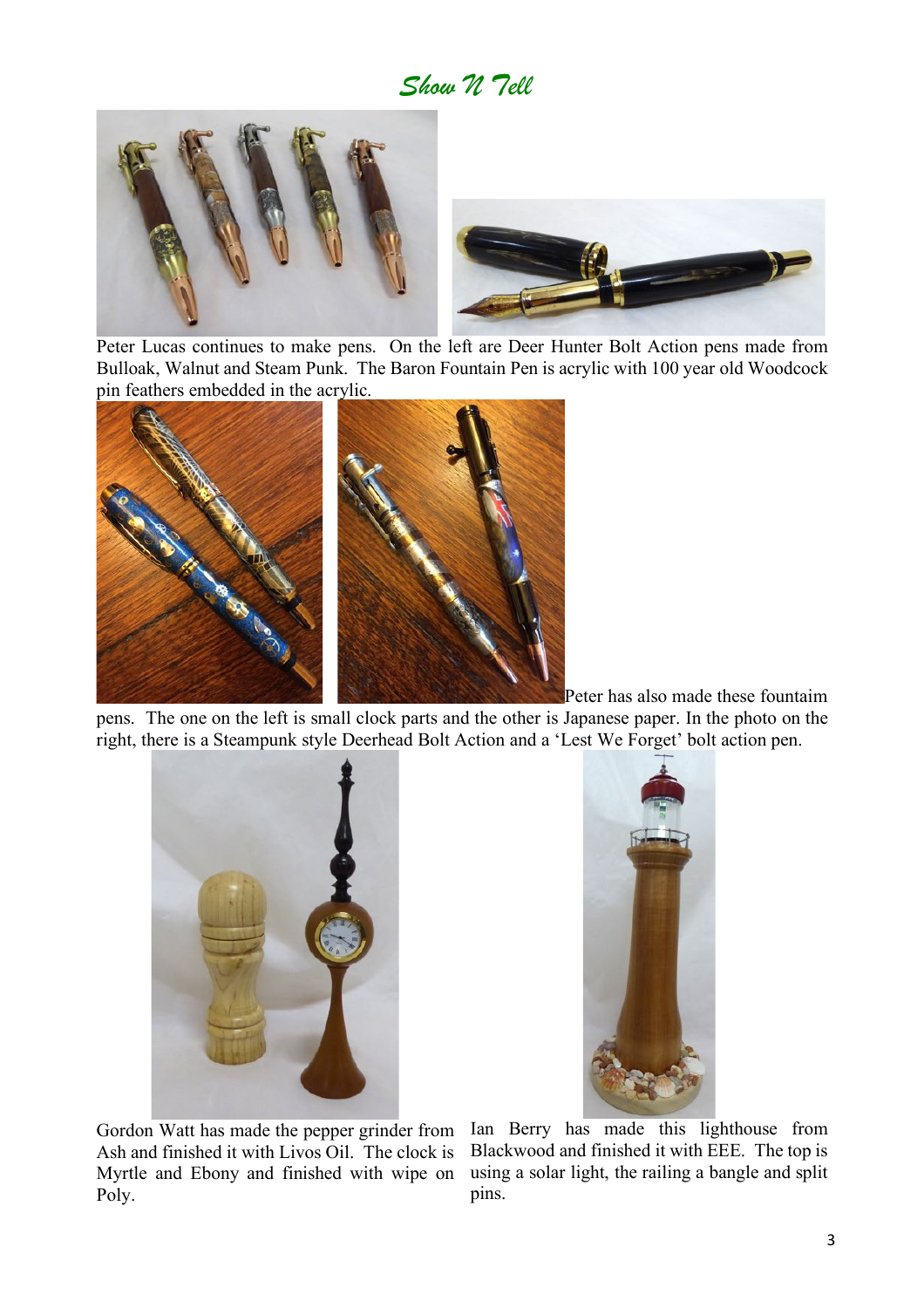# *Show N Tell*

Peter Lucas continues to make pens. On the left are Deer Hunter Bolt Action pens made from Bulloak, Walnut and Steam Punk. The Baron Fountain Pen is acrylic with 100 year old Woodcock pin feathers embedded in the acrylic.

Peter has also made these fountaim pens. The one on the left is small clock parts and the other is Japanese paper. In the photo on the right, there is a Steampunk style Deerhead Bolt Action and a 'Lest We Forget' bolt action pen.

Gordon Watt has made the pepper grinder from Ash and finished it with Livos Oil. The clock is Myrtle and Ebony and finished with wipe on Poly.

Ian Berry has made this lighthouse from Blackwood and finished it with EEE. The top is using a solar light, the railing a bangle and split pins.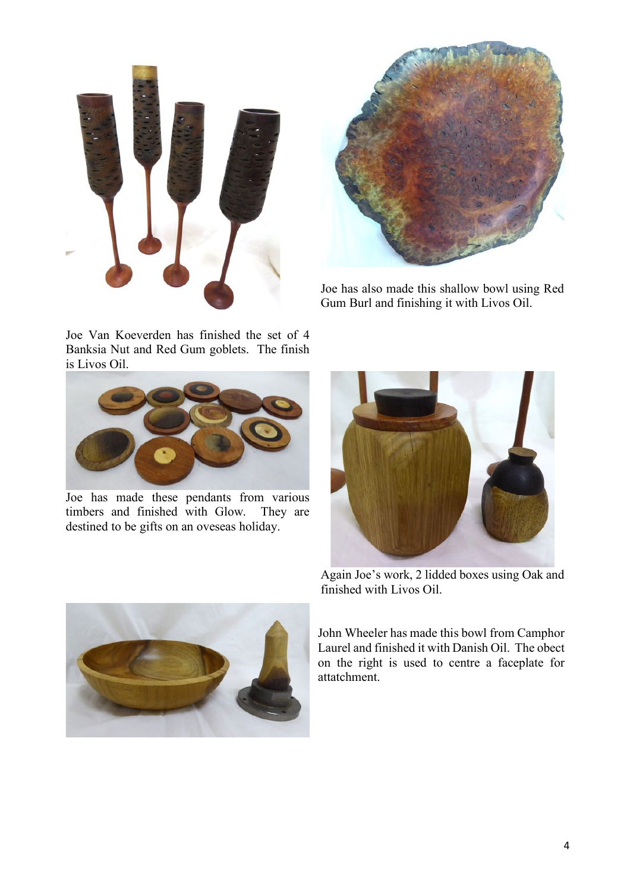Joe has also made this shallow bowl using Red Gum Burl and finishing it with Livos Oil.

Joe Van Koeverden has finished the set of 4 Banksia Nut and Red Gum goblets. The finish is Livos Oil.

Joe has made these pendants from various timbers and finished with Glow. They are destined to be gifts on an oveseas holiday.

Again Joe's work, 2 lidded boxes using Oak and finished with Livos Oil.

John Wheeler has made this bowl from Camphor Laurel and finished it with Danish Oil. The obect on the right is used to centre a faceplate for attatchment.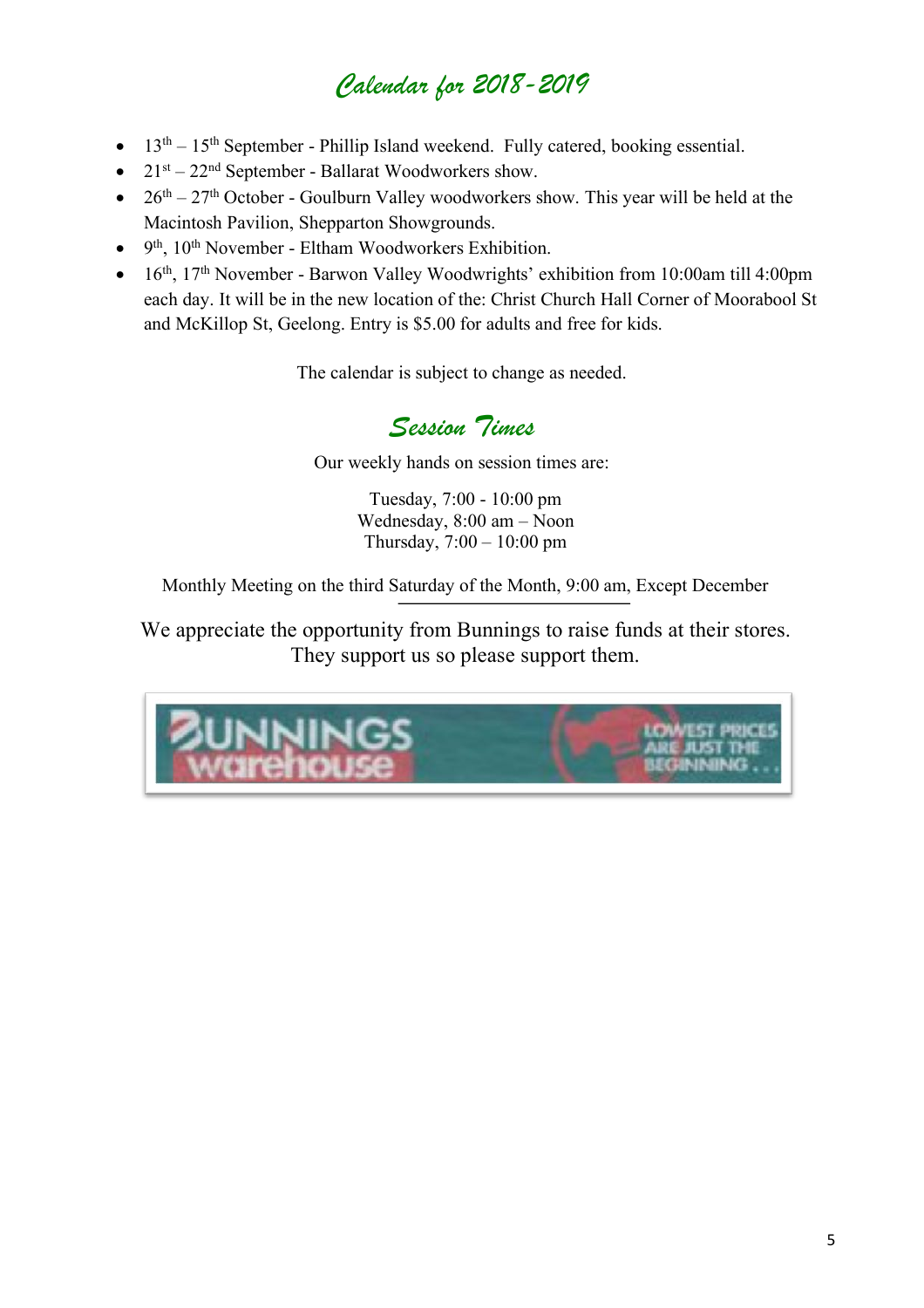# Calendar for 2018-2019

- 13th – 15th September - Phillip Island weekend. Fully catered, booking essential.
- 21st – 22nd September - Ballarat Woodworkers show.
- 26th – 27th October - Goulburn Valley woodworkers show. This year will be held at the Macintosh Pavilion, Shepparton Showgrounds.
- 9th, 10th November - Eltham Woodworkers Exhibition.
- 16th, 17th November - Barwon Valley Woodwrights' exhibition from 10:00am till 4:00pm each day. It will be in the new location of the: Christ Church Hall Corner of Moorabool St and McKillop St, Geelong. Entry is $5.00 for adults and free for kids.

The calendar is subject to change as needed.

# Session Times

Our weekly hands on session times are:

Tuesday, 7:00 - 10:00 pm
Wednesday, 8:00 am – Noon
Thursday, 7:00 – 10:00 pm

Monthly Meeting on the third Saturday of the Month, 9:00 am, Except December

We appreciate the opportunity from Bunnings to raise funds at their stores. They support us so please support them.

BUNNINGS warehouse LOWEST PRICES ARE JUST THE BEGINNING . . .